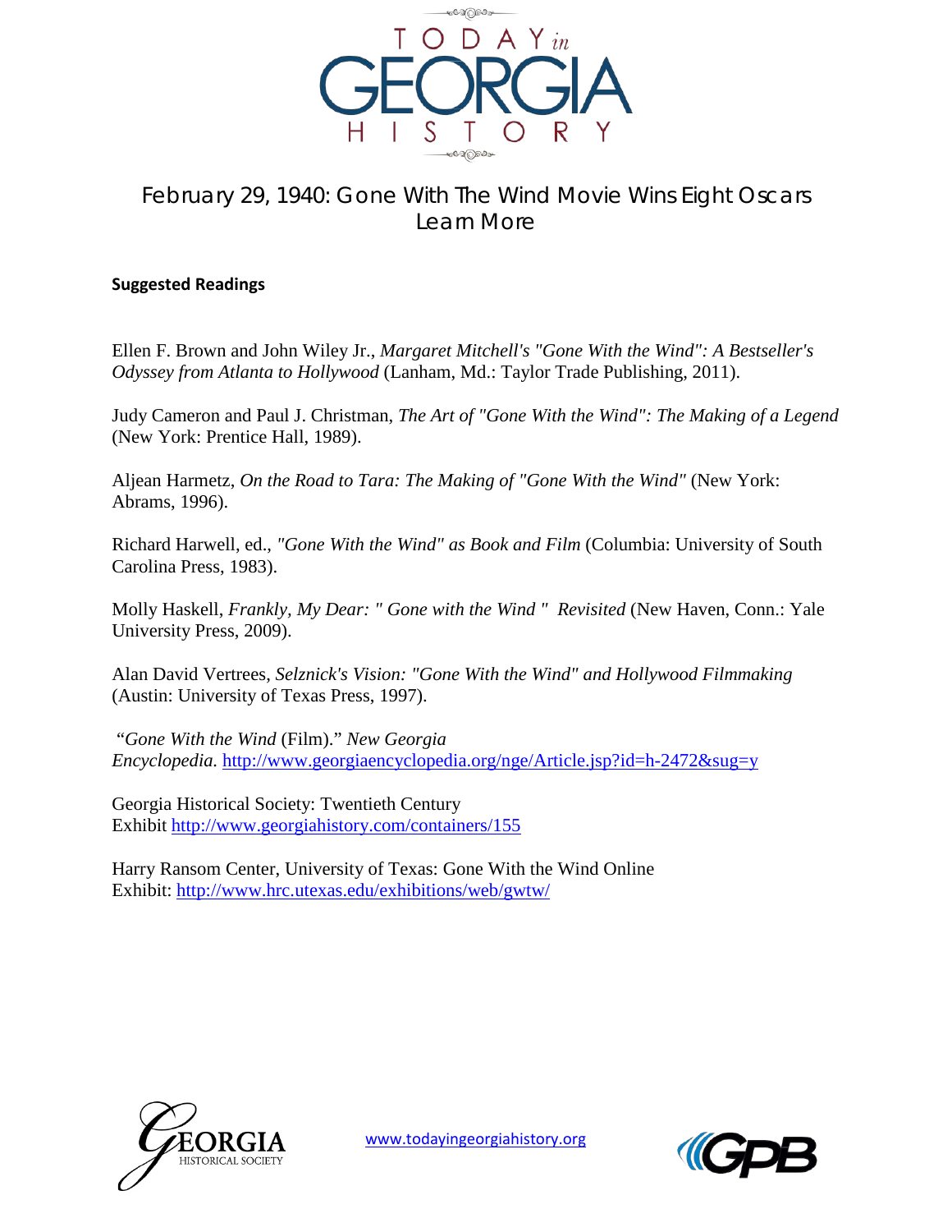# TODAY in GEORGIA HISTORY

## February 29, 1940: Gone With The Wind Movie Wins Eight Oscars
## Learn More

**Suggested Readings**

Ellen F. Brown and John Wiley Jr., *Margaret Mitchell's "Gone With the Wind": A Bestseller's Odyssey from Atlanta to Hollywood* (Lanham, Md.: Taylor Trade Publishing, 2011).

Judy Cameron and Paul J. Christman, *The Art of "Gone With the Wind": The Making of a Legend* (New York: Prentice Hall, 1989).

Aljean Harmetz, *On the Road to Tara: The Making of "Gone With the Wind"* (New York: Abrams, 1996).

Richard Harwell, ed., *"Gone With the Wind" as Book and Film* (Columbia: University of South Carolina Press, 1983).

Molly Haskell, *Frankly, My Dear: " Gone with the Wind " Revisited* (New Haven, Conn.: Yale University Press, 2009).

Alan David Vertrees, *Selznick's Vision: "Gone With the Wind" and Hollywood Filmmaking* (Austin: University of Texas Press, 1997).

"*Gone With the Wind* (Film)." *New Georgia Encyclopedia.* http://www.georgiaencyclopedia.org/nge/Article.jsp?id=h-2472&sug=y

Georgia Historical Society: Twentieth Century Exhibit http://www.georgiahistory.com/containers/155

Harry Ransom Center, University of Texas: Gone With the Wind Online Exhibit: http://www.hrc.utexas.edu/exhibitions/web/gwtw/

GEORGIA HISTORICAL SOCIETY

www.todayingeorgiahistory.org

GPB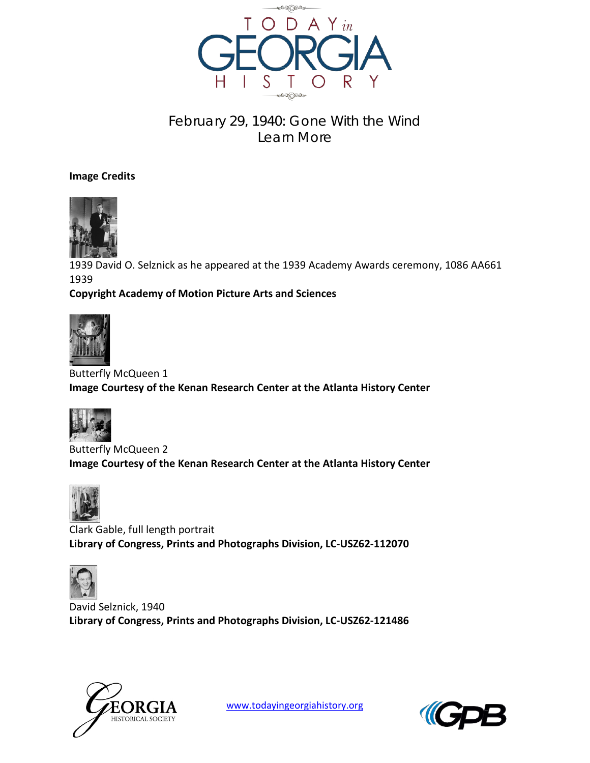# February 29, 1940: Gone With the Wind
## Learn More

**Image Credits**

1939 David O. Selznick as he appeared at the 1939 Academy Awards ceremony, 1086 AA661 1939
**Copyright Academy of Motion Picture Arts and Sciences**

Butterfly McQueen 1
**Image Courtesy of the Kenan Research Center at the Atlanta History Center**

Butterfly McQueen 2
**Image Courtesy of the Kenan Research Center at the Atlanta History Center**

Clark Gable, full length portrait
**Library of Congress, Prints and Photographs Division, LC-USZ62-112070**

David Selznick, 1940
**Library of Congress, Prints and Photographs Division, LC-USZ62-121486**

www.todayingeorgiahistory.org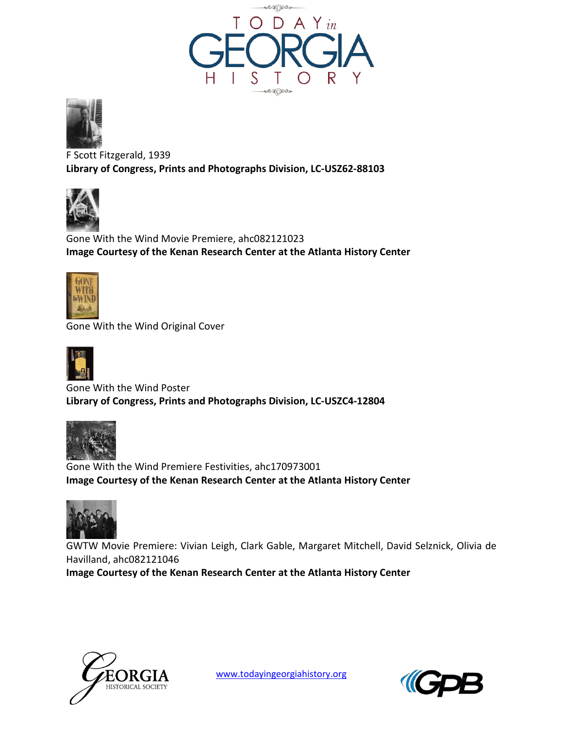F Scott Fitzgerald, 1939
**Library of Congress, Prints and Photographs Division, LC-USZ62-88103**

Gone With the Wind Movie Premiere, ahc082121023
**Image Courtesy of the Kenan Research Center at the Atlanta History Center**

Gone With the Wind Original Cover

Gone With the Wind Poster
**Library of Congress, Prints and Photographs Division, LC-USZC4-12804**

Gone With the Wind Premiere Festivities, ahc170973001
**Image Courtesy of the Kenan Research Center at the Atlanta History Center**

GWTW Movie Premiere: Vivian Leigh, Clark Gable, Margaret Mitchell, David Selznick, Olivia de Havilland, ahc082121046
**Image Courtesy of the Kenan Research Center at the Atlanta History Center**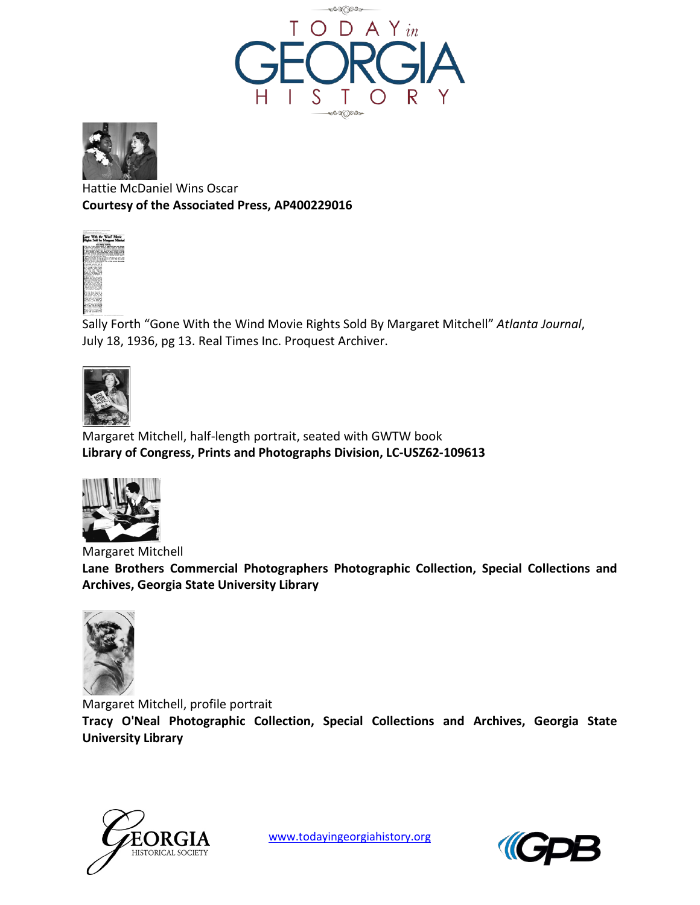Hattie McDaniel Wins Oscar
**Courtesy of the Associated Press, AP400229016**

Sally Forth "Gone With the Wind Movie Rights Sold By Margaret Mitchell" *Atlanta Journal*, July 18, 1936, pg 13. Real Times Inc. Proquest Archiver.

Margaret Mitchell, half-length portrait, seated with GWTW book
**Library of Congress, Prints and Photographs Division, LC-USZ62-109613**

Margaret Mitchell
**Lane Brothers Commercial Photographers Photographic Collection, Special Collections and Archives, Georgia State University Library**

Margaret Mitchell, profile portrait
**Tracy O'Neal Photographic Collection, Special Collections and Archives, Georgia State University Library**

www.todayingeorgiahistory.org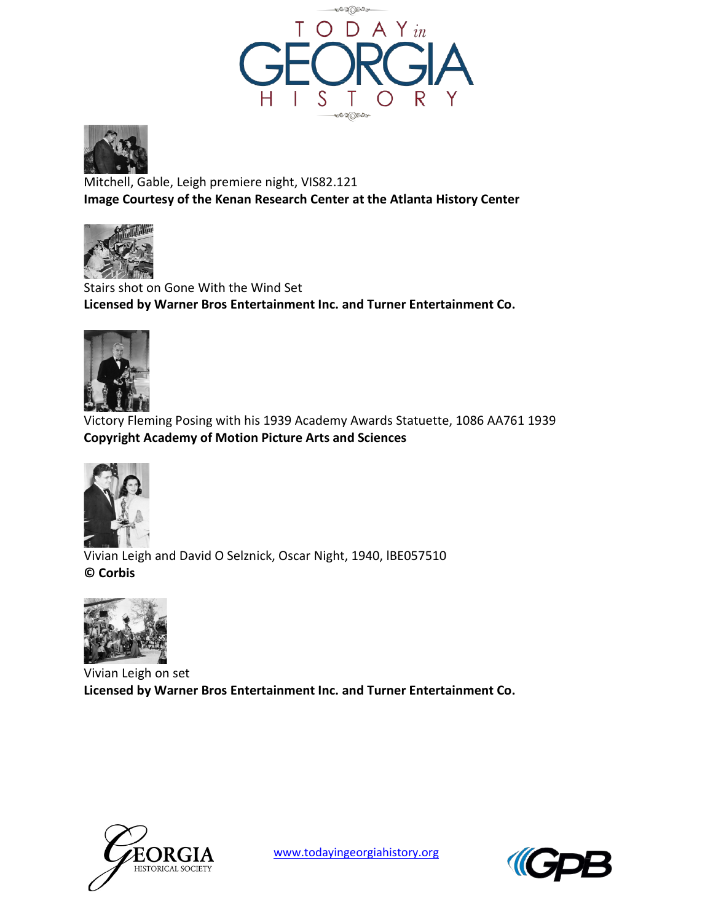Mitchell, Gable, Leigh premiere night, VIS82.121
**Image Courtesy of the Kenan Research Center at the Atlanta History Center**

Stairs shot on Gone With the Wind Set
**Licensed by Warner Bros Entertainment Inc. and Turner Entertainment Co.**

Victory Fleming Posing with his 1939 Academy Awards Statuette, 1086 AA761 1939
**Copyright Academy of Motion Picture Arts and Sciences**

Vivian Leigh and David O Selznick, Oscar Night, 1940, IBE057510
**© Corbis**

Vivian Leigh on set
**Licensed by Warner Bros Entertainment Inc. and Turner Entertainment Co.**

www.todayingeorgiahistory.org